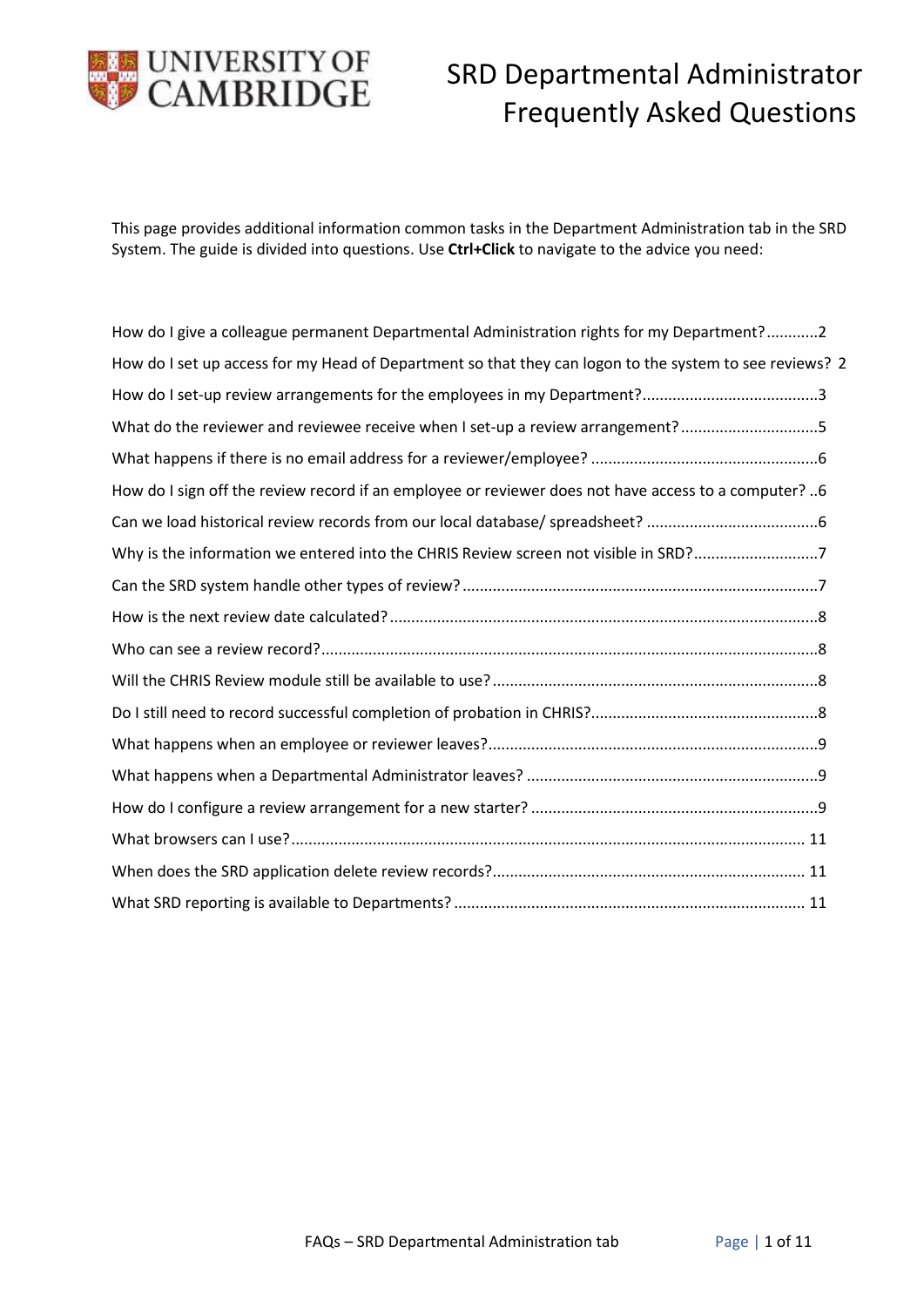# SRD Departmental Administrator Frequently Asked Questions

This page provides additional information common tasks in the Department Administration tab in the SRD System. The guide is divided into questions. Use **Ctrl+Click** to navigate to the advice you need:

- How do I give a colleague permanent Departmental Administration rights for my Department? ............2
- How do I set up access for my Head of Department so that they can logon to the system to see reviews? 2
- How do I set-up review arrangements for the employees in my Department? .........................................3
- What do the reviewer and reviewee receive when I set-up a review arrangement? ................................5
- What happens if there is no email address for a reviewer/employee? .....................................................6
- How do I sign off the review record if an employee or reviewer does not have access to a computer? ..6
- Can we load historical review records from our local database/ spreadsheet? ........................................6
- Why is the information we entered into the CHRIS Review screen not visible in SRD? .............................7
- Can the SRD system handle other types of review? ..................................................................................7
- How is the next review date calculated? ...................................................................................................8
- Who can see a review record? ...................................................................................................................8
- Will the CHRIS Review module still be available to use? ...........................................................................8
- Do I still need to record successful completion of probation in CHRIS? ....................................................8
- What happens when an employee or reviewer leaves? ............................................................................9
- What happens when a Departmental Administrator leaves? ....................................................................9
- How do I configure a review arrangement for a new starter? ...................................................................9
- What browsers can I use? ....................................................................................................................... 11
- When does the SRD application delete review records? ......................................................................... 11
- What SRD reporting is available to Departments? ................................................................................. 11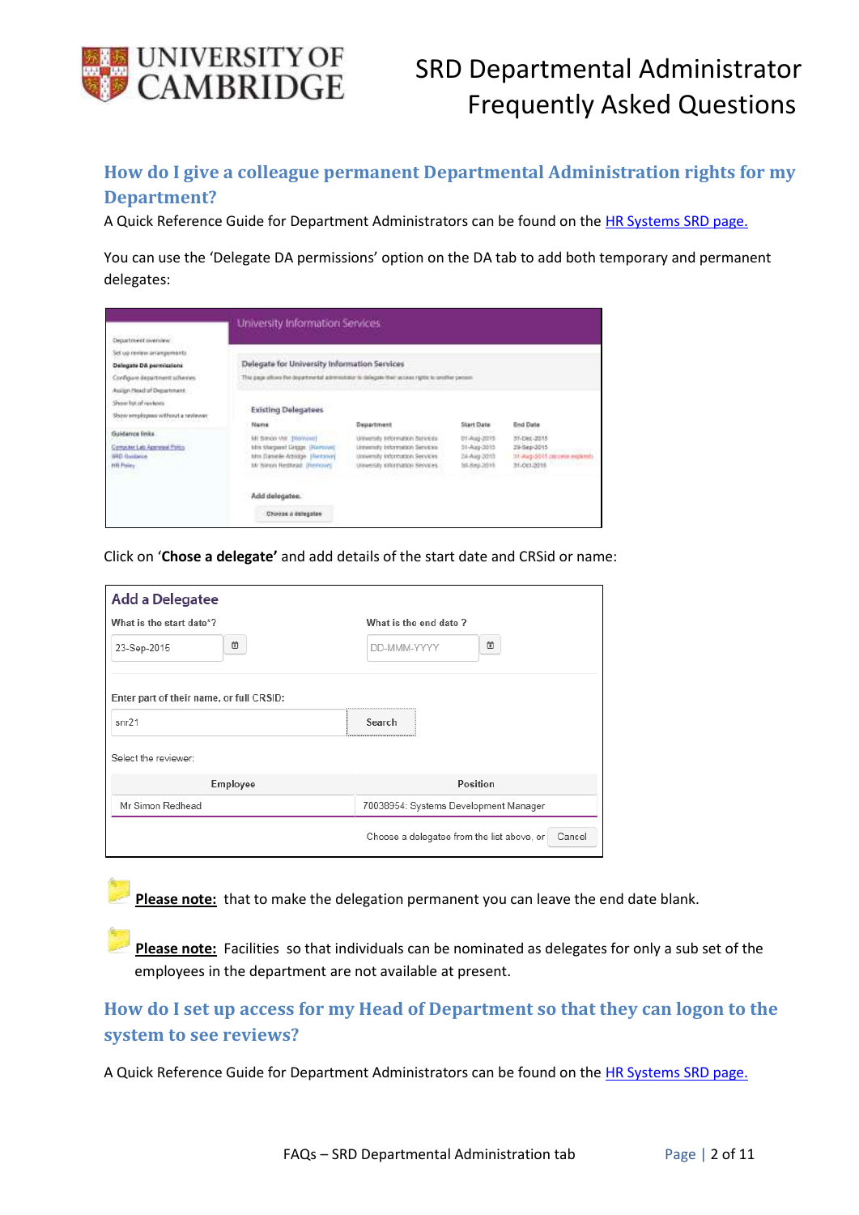## How do I give a colleague permanent Departmental Administration rights for my Department?

A Quick Reference Guide for Department Administrators can be found on the [HR Systems SRD page.]

You can use the 'Delegate DA permissions' option on the DA tab to add both temporary and permanent delegates:

Click on '**Chose a delegate'** and add details of the start date and CRSid or name:

**Please note:** that to make the delegation permanent you can leave the end date blank.

**Please note:** Facilities so that individuals can be nominated as delegates for only a sub set of the employees in the department are not available at present.

## How do I set up access for my Head of Department so that they can logon to the system to see reviews?

A Quick Reference Guide for Department Administrators can be found on the [HR Systems SRD page.]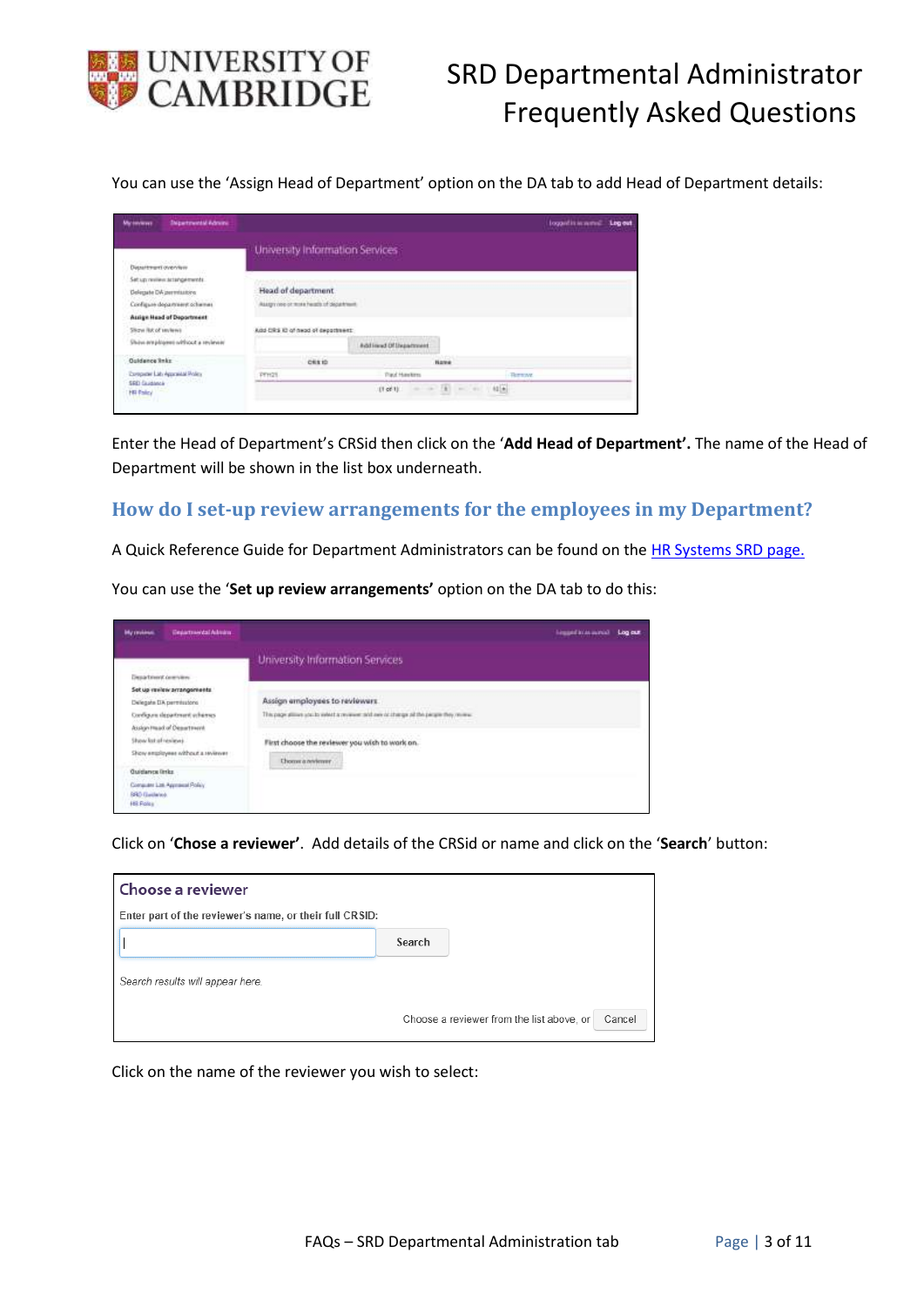You can use the 'Assign Head of Department' option on the DA tab to add Head of Department details:

Enter the Head of Department's CRSid then click on the '**Add Head of Department'.** The name of the Head of Department will be shown in the list box underneath.

## How do I set-up review arrangements for the employees in my Department?

A Quick Reference Guide for Department Administrators can be found on the HR Systems SRD page.

You can use the '**Set up review arrangements'** option on the DA tab to do this:

Click on '**Chose a reviewer**'. Add details of the CRSid or name and click on the '**Search**' button:

Click on the name of the reviewer you wish to select: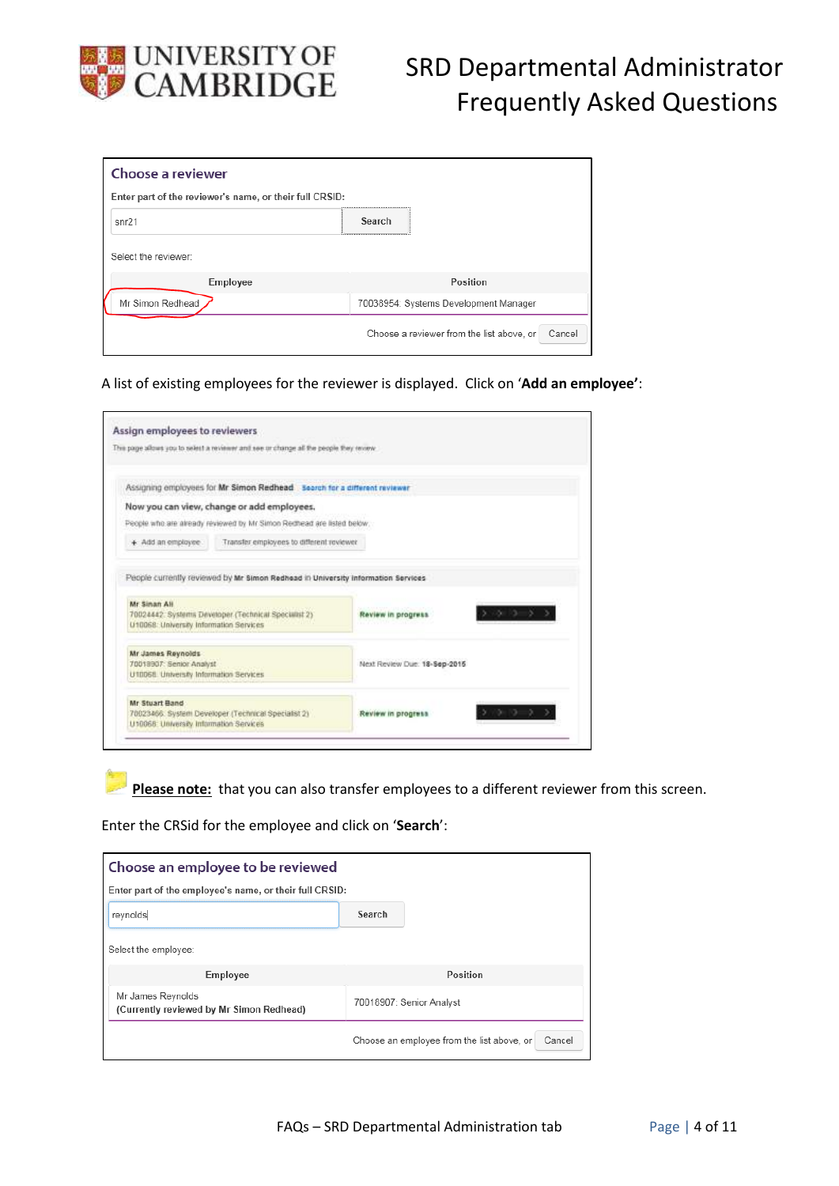**Choose a reviewer**

Enter part of the reviewer's name, or their full CRSID:

snr21 | Search

Select the reviewer:

| Employee | Position |
|---|---|
| Mr Simon Redhead | 70038954: Systems Development Manager |

Choose a reviewer from the list above, or Cancel

A list of existing employees for the reviewer is displayed. Click on '**Add an employee'**:

**Assign employees to reviewers**

This page allows you to select a reviewer and see or change all the people they review

Assigning employees for **Mr Simon Redhead** Search for a different reviewer

**Now you can view, change or add employees.**

People who are already reviewed by Mr Simon Redhead are listed below.

+ Add an employee | Transfer employees to different reviewer

People currently reviewed by **Mr Simon Redhead** in **University Information Services**

| Employee | Status |
|---|---|
| **Mr Sinan Ali** 70024442: Systems Developer (Technical Specialist 2) U10068: University Information Services | **Review in progress** |
| **Mr James Reynolds** 70018907: Senior Analyst U10068: University Information Services | Next Review Due: **18-Sep-2015** |
| **Mr Stuart Band** 70023466: System Developer (Technical Specialist 2) U10068: University Information Services | **Review in progress** |

**Please note:** that you can also transfer employees to a different reviewer from this screen.

Enter the CRSid for the employee and click on '**Search**':

**Choose an employee to be reviewed**

Enter part of the employee's name, or their full CRSID:

reynolds | Search

Select the employee:

| Employee | Position |
|---|---|
| Mr James Reynolds (**Currently reviewed by Mr Simon Redhead**) | 70018907: Senior Analyst |

Choose an employee from the list above, or Cancel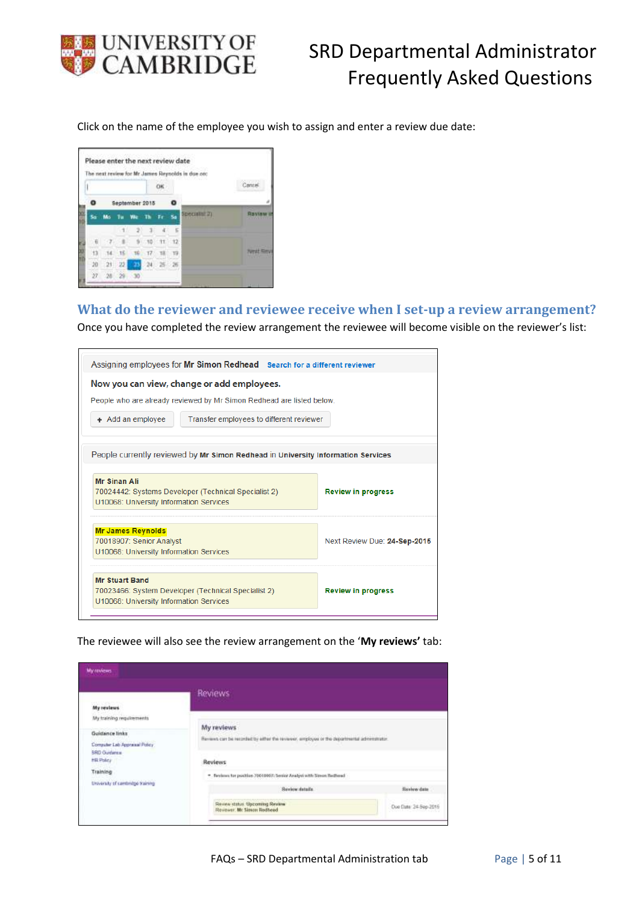Click on the name of the employee you wish to assign and enter a review due date:

## What do the reviewer and reviewee receive when I set-up a review arrangement?

Once you have completed the review arrangement the reviewee will become visible on the reviewer's list:

The reviewee will also see the review arrangement on the '**My reviews'** tab: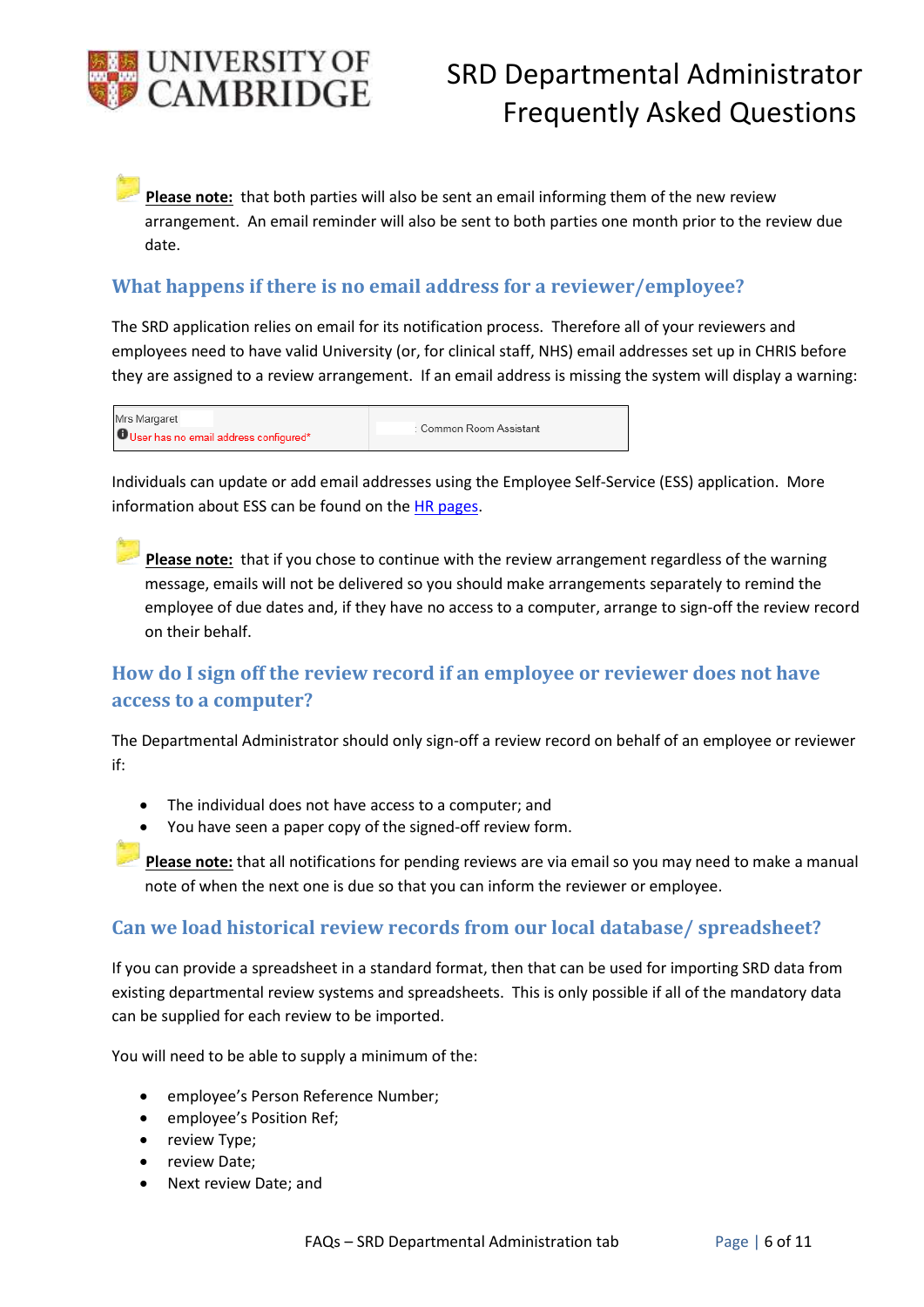**Please note:** that both parties will also be sent an email informing them of the new review arrangement. An email reminder will also be sent to both parties one month prior to the review due date.

## What happens if there is no email address for a reviewer/employee?

The SRD application relies on email for its notification process. Therefore all of your reviewers and employees need to have valid University (or, for clinical staff, NHS) email addresses set up in CHRIS before they are assigned to a review arrangement. If an email address is missing the system will display a warning:

| Mrs Margaret<br>User has no email address configured* | : Common Room Assistant |
|---|---|

Individuals can update or add email addresses using the Employee Self-Service (ESS) application. More information about ESS can be found on the HR pages.

**Please note:** that if you chose to continue with the review arrangement regardless of the warning message, emails will not be delivered so you should make arrangements separately to remind the employee of due dates and, if they have no access to a computer, arrange to sign-off the review record on their behalf.

## How do I sign off the review record if an employee or reviewer does not have access to a computer?

The Departmental Administrator should only sign-off a review record on behalf of an employee or reviewer if:

- The individual does not have access to a computer; and
- You have seen a paper copy of the signed-off review form.

**Please note:** that all notifications for pending reviews are via email so you may need to make a manual note of when the next one is due so that you can inform the reviewer or employee.

## Can we load historical review records from our local database/ spreadsheet?

If you can provide a spreadsheet in a standard format, then that can be used for importing SRD data from existing departmental review systems and spreadsheets. This is only possible if all of the mandatory data can be supplied for each review to be imported.

You will need to be able to supply a minimum of the:

- employee's Person Reference Number;
- employee's Position Ref;
- review Type;
- review Date;
- Next review Date; and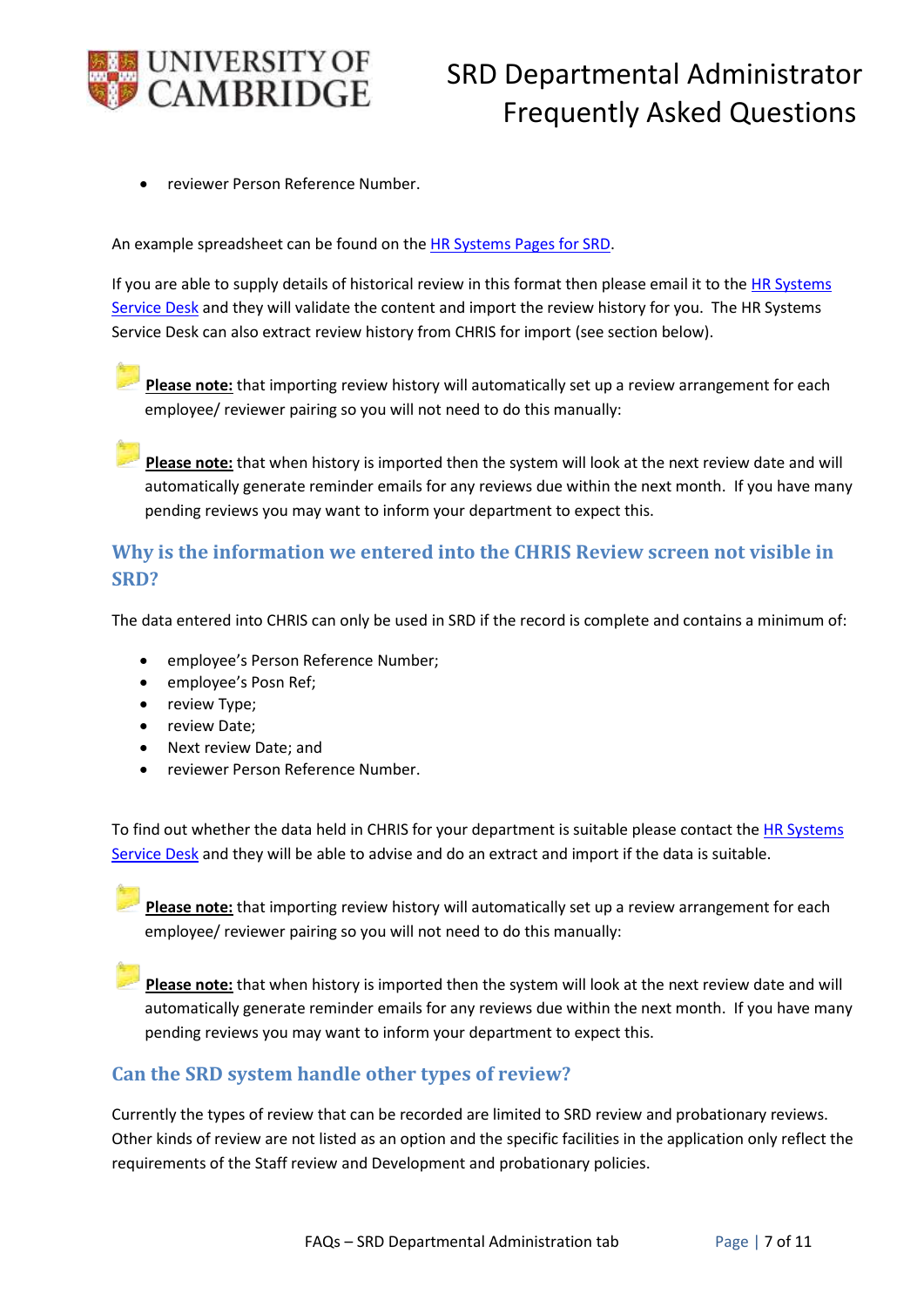- reviewer Person Reference Number.

An example spreadsheet can be found on the HR Systems Pages for SRD.

If you are able to supply details of historical review in this format then please email it to the HR Systems Service Desk and they will validate the content and import the review history for you. The HR Systems Service Desk can also extract review history from CHRIS for import (see section below).

**Please note:** that importing review history will automatically set up a review arrangement for each employee/ reviewer pairing so you will not need to do this manually:

**Please note:** that when history is imported then the system will look at the next review date and will automatically generate reminder emails for any reviews due within the next month. If you have many pending reviews you may want to inform your department to expect this.

## Why is the information we entered into the CHRIS Review screen not visible in SRD?

The data entered into CHRIS can only be used in SRD if the record is complete and contains a minimum of:

- employee's Person Reference Number;
- employee's Posn Ref;
- review Type;
- review Date;
- Next review Date; and
- reviewer Person Reference Number.

To find out whether the data held in CHRIS for your department is suitable please contact the HR Systems Service Desk and they will be able to advise and do an extract and import if the data is suitable.

**Please note:** that importing review history will automatically set up a review arrangement for each employee/ reviewer pairing so you will not need to do this manually:

**Please note:** that when history is imported then the system will look at the next review date and will automatically generate reminder emails for any reviews due within the next month. If you have many pending reviews you may want to inform your department to expect this.

## Can the SRD system handle other types of review?

Currently the types of review that can be recorded are limited to SRD review and probationary reviews. Other kinds of review are not listed as an option and the specific facilities in the application only reflect the requirements of the Staff review and Development and probationary policies.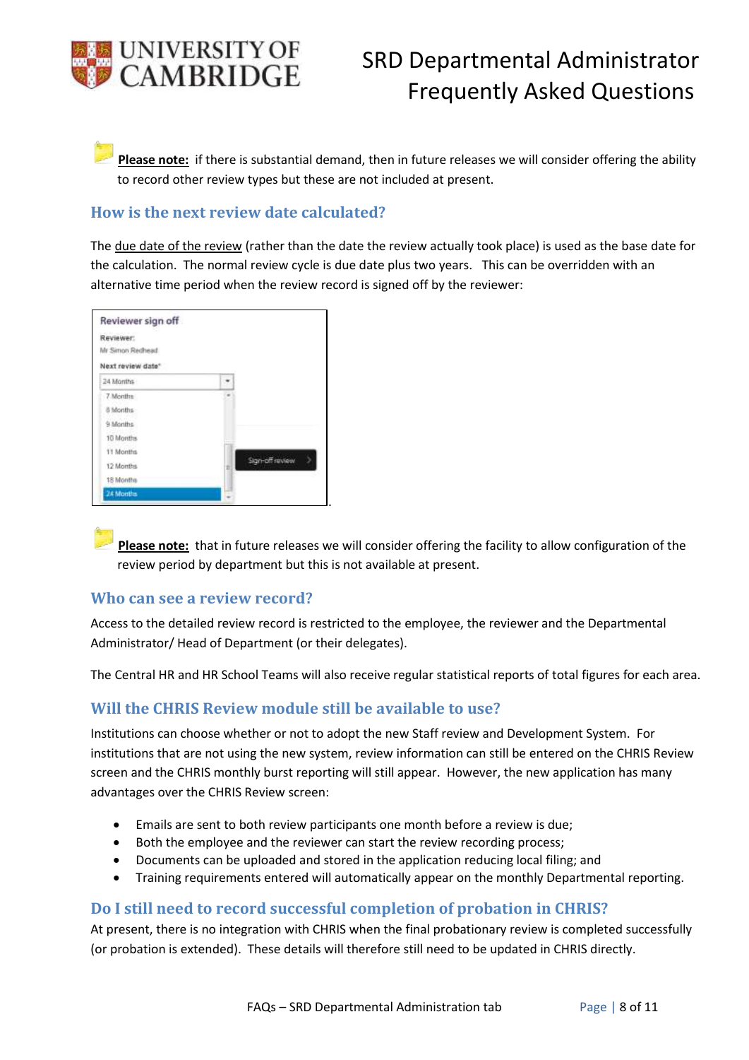**Please note:** if there is substantial demand, then in future releases we will consider offering the ability to record other review types but these are not included at present.

## How is the next review date calculated?

The due date of the review (rather than the date the review actually took place) is used as the base date for the calculation. The normal review cycle is due date plus two years. This can be overridden with an alternative time period when the review record is signed off by the reviewer:

**Please note:** that in future releases we will consider offering the facility to allow configuration of the review period by department but this is not available at present.

## Who can see a review record?

Access to the detailed review record is restricted to the employee, the reviewer and the Departmental Administrator/ Head of Department (or their delegates).

The Central HR and HR School Teams will also receive regular statistical reports of total figures for each area.

## Will the CHRIS Review module still be available to use?

Institutions can choose whether or not to adopt the new Staff review and Development System. For institutions that are not using the new system, review information can still be entered on the CHRIS Review screen and the CHRIS monthly burst reporting will still appear. However, the new application has many advantages over the CHRIS Review screen:

- Emails are sent to both review participants one month before a review is due;
- Both the employee and the reviewer can start the review recording process;
- Documents can be uploaded and stored in the application reducing local filing; and
- Training requirements entered will automatically appear on the monthly Departmental reporting.

## Do I still need to record successful completion of probation in CHRIS?

At present, there is no integration with CHRIS when the final probationary review is completed successfully (or probation is extended). These details will therefore still need to be updated in CHRIS directly.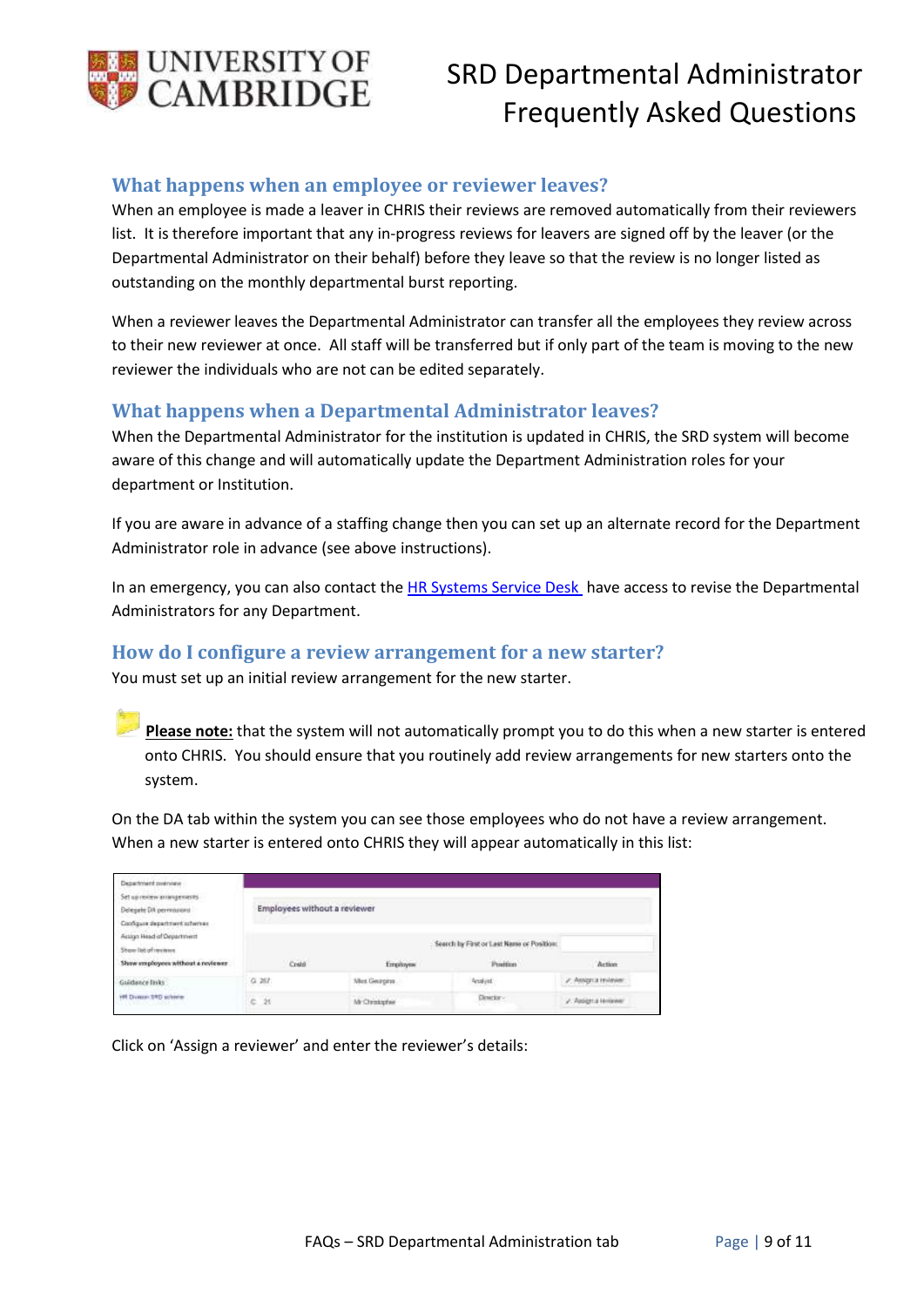## What happens when an employee or reviewer leaves?

When an employee is made a leaver in CHRIS their reviews are removed automatically from their reviewers list. It is therefore important that any in-progress reviews for leavers are signed off by the leaver (or the Departmental Administrator on their behalf) before they leave so that the review is no longer listed as outstanding on the monthly departmental burst reporting.

When a reviewer leaves the Departmental Administrator can transfer all the employees they review across to their new reviewer at once. All staff will be transferred but if only part of the team is moving to the new reviewer the individuals who are not can be edited separately.

## What happens when a Departmental Administrator leaves?

When the Departmental Administrator for the institution is updated in CHRIS, the SRD system will become aware of this change and will automatically update the Department Administration roles for your department or Institution.

If you are aware in advance of a staffing change then you can set up an alternate record for the Department Administrator role in advance (see above instructions).

In an emergency, you can also contact the HR Systems Service Desk have access to revise the Departmental Administrators for any Department.

## How do I configure a review arrangement for a new starter?

You must set up an initial review arrangement for the new starter.

**Please note:** that the system will not automatically prompt you to do this when a new starter is entered onto CHRIS. You should ensure that you routinely add review arrangements for new starters onto the system.

On the DA tab within the system you can see those employees who do not have a review arrangement. When a new starter is entered onto CHRIS they will appear automatically in this list:

Click on 'Assign a reviewer' and enter the reviewer's details: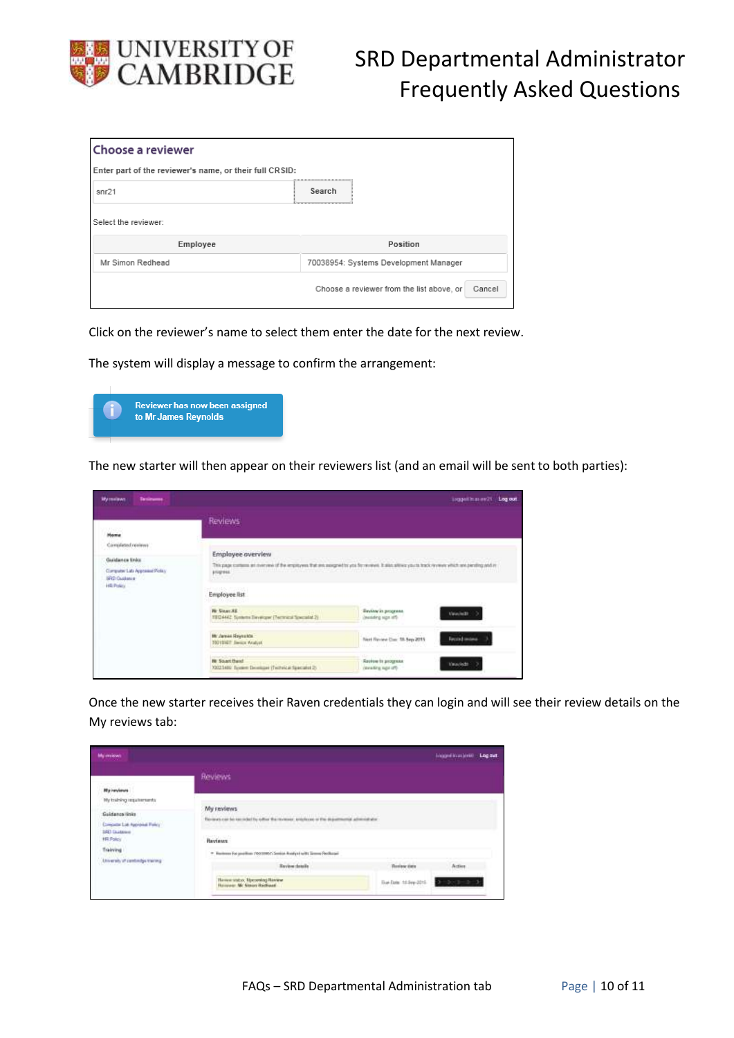Choose a reviewer

Enter part of the reviewer's name, or their full CRSID:

snr21 [Search]

Select the reviewer:

| Employee | Position |
| --- | --- |
| Mr Simon Redhead | 70038954: Systems Development Manager |

Choose a reviewer from the list above, or [Cancel]

Click on the reviewer's name to select them enter the date for the next review.

The system will display a message to confirm the arrangement:

Reviewer has now been assigned to Mr James Reynolds

The new starter will then appear on their reviewers list (and an email will be sent to both parties):

Once the new starter receives their Raven credentials they can login and will see their review details on the My reviews tab: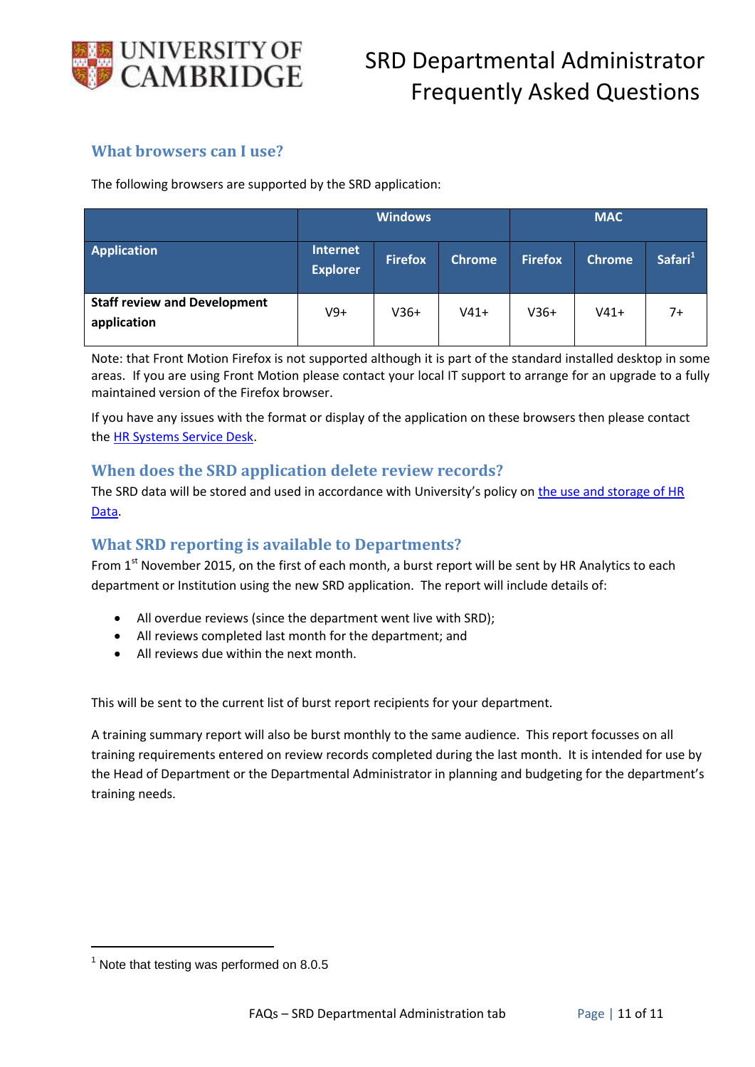## What browsers can I use?

The following browsers are supported by the SRD application:

| Application | Windows | | | MAC | | |
|---|---|---|---|---|---|---|
| | Internet Explorer | Firefox | Chrome | Firefox | Chrome | Safari[1] |
| **Staff review and Development application** | V9+ | V36+ | V41+ | V36+ | V41+ | 7+ |

Note: that Front Motion Firefox is not supported although it is part of the standard installed desktop in some areas. If you are using Front Motion please contact your local IT support to arrange for an upgrade to a fully maintained version of the Firefox browser.

If you have any issues with the format or display of the application on these browsers then please contact the HR Systems Service Desk.

## When does the SRD application delete review records?

The SRD data will be stored and used in accordance with University's policy on the use and storage of HR Data.

## What SRD reporting is available to Departments?

From 1st November 2015, on the first of each month, a burst report will be sent by HR Analytics to each department or Institution using the new SRD application. The report will include details of:

- All overdue reviews (since the department went live with SRD);
- All reviews completed last month for the department; and
- All reviews due within the next month.

This will be sent to the current list of burst report recipients for your department.

A training summary report will also be burst monthly to the same audience. This report focusses on all training requirements entered on review records completed during the last month. It is intended for use by the Head of Department or the Departmental Administrator in planning and budgeting for the department's training needs.

[1] Note that testing was performed on 8.0.5